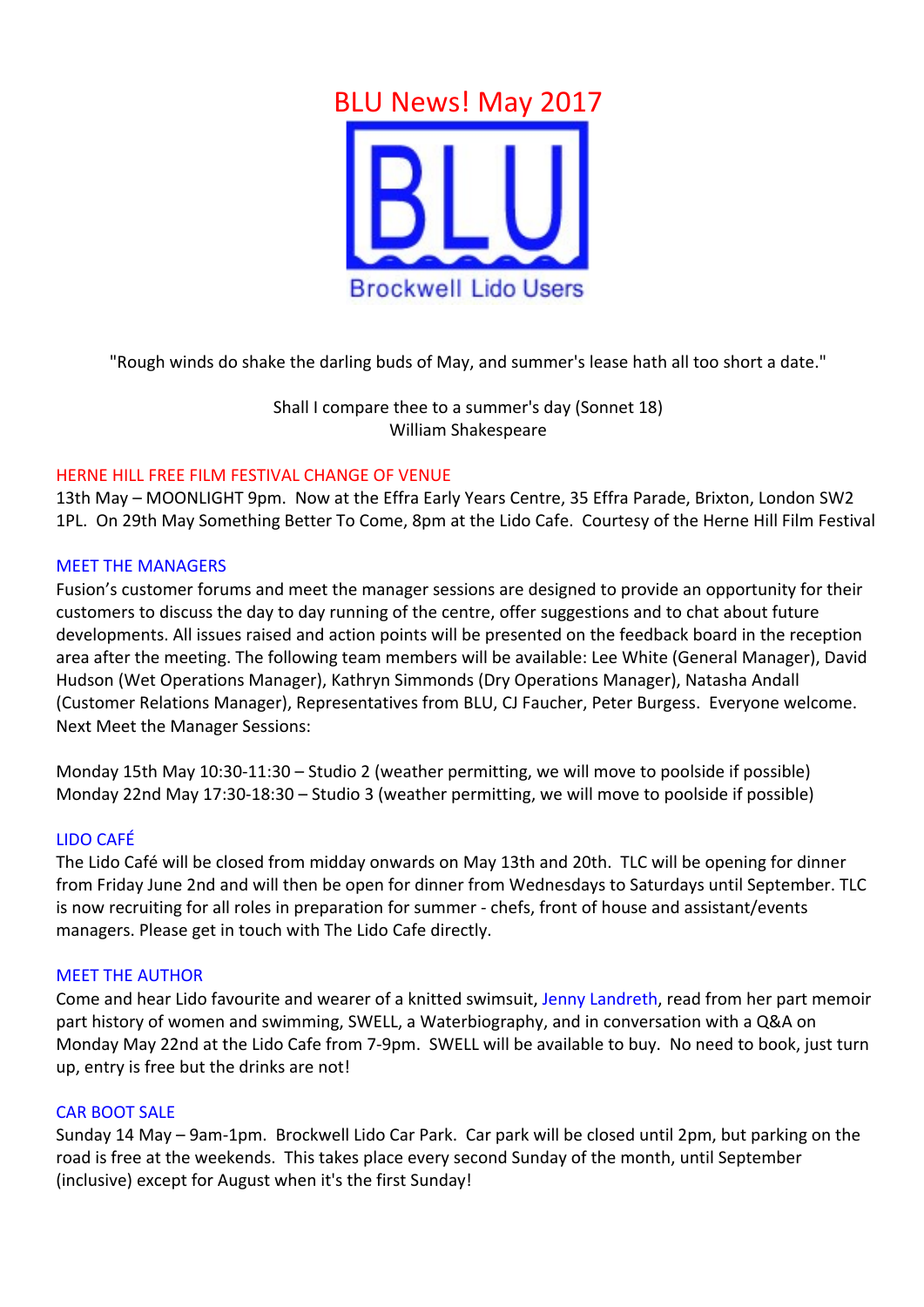# BLU News! May 2017

BLU
Brockwell Lido Users

"Rough winds do shake the darling buds of May, and summer's lease hath all too short a date."

Shall I compare thee to a summer's day (Sonnet 18)
William Shakespeare

## HERNE HILL FREE FILM FESTIVAL CHANGE OF VENUE

13th May – MOONLIGHT 9pm. Now at the Effra Early Years Centre, 35 Effra Parade, Brixton, London SW2 1PL. On 29th May Something Better To Come, 8pm at the Lido Cafe. Courtesy of the Herne Hill Film Festival

## MEET THE MANAGERS

Fusion's customer forums and meet the manager sessions are designed to provide an opportunity for their customers to discuss the day to day running of the centre, offer suggestions and to chat about future developments. All issues raised and action points will be presented on the feedback board in the reception area after the meeting. The following team members will be available: Lee White (General Manager), David Hudson (Wet Operations Manager), Kathryn Simmonds (Dry Operations Manager), Natasha Andall (Customer Relations Manager), Representatives from BLU, CJ Faucher, Peter Burgess. Everyone welcome. Next Meet the Manager Sessions:

Monday 15th May 10:30-11:30 – Studio 2 (weather permitting, we will move to poolside if possible)
Monday 22nd May 17:30-18:30 – Studio 3 (weather permitting, we will move to poolside if possible)

## LIDO CAFÉ

The Lido Café will be closed from midday onwards on May 13th and 20th. TLC will be opening for dinner from Friday June 2nd and will then be open for dinner from Wednesdays to Saturdays until September. TLC is now recruiting for all roles in preparation for summer - chefs, front of house and assistant/events managers. Please get in touch with The Lido Cafe directly.

## MEET THE AUTHOR

Come and hear Lido favourite and wearer of a knitted swimsuit, Jenny Landreth, read from her part memoir part history of women and swimming, SWELL, a Waterbiography, and in conversation with a Q&A on Monday May 22nd at the Lido Cafe from 7-9pm. SWELL will be available to buy. No need to book, just turn up, entry is free but the drinks are not!

## CAR BOOT SALE

Sunday 14 May – 9am-1pm. Brockwell Lido Car Park. Car park will be closed until 2pm, but parking on the road is free at the weekends. This takes place every second Sunday of the month, until September (inclusive) except for August when it's the first Sunday!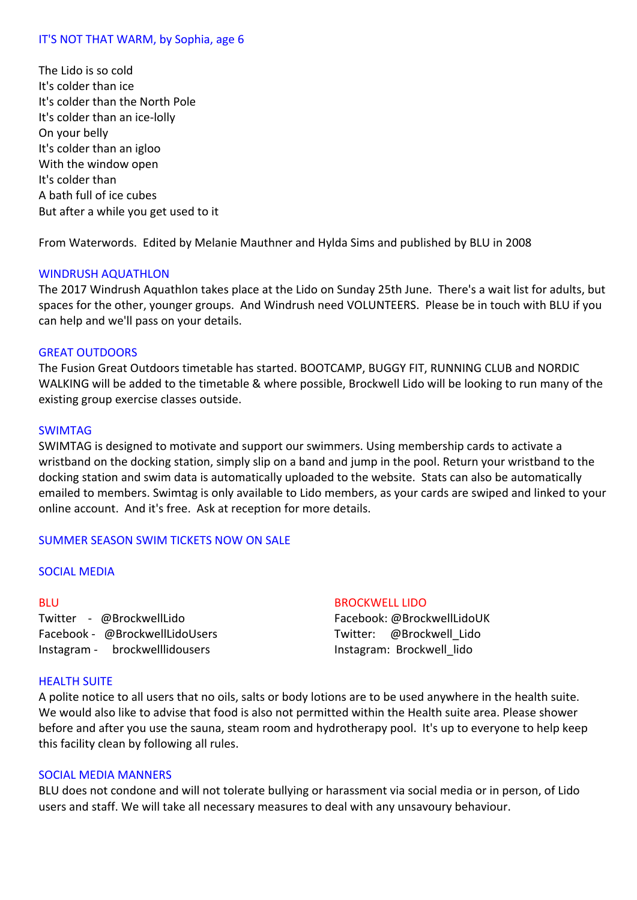## IT'S NOT THAT WARM, by Sophia, age 6

The Lido is so cold  
It's colder than ice  
It's colder than the North Pole  
It's colder than an ice-lolly  
On your belly  
It's colder than an igloo  
With the window open  
It's colder than  
A bath full of ice cubes  
But after a while you get used to it

From Waterwords. Edited by Melanie Mauthner and Hylda Sims and published by BLU in 2008

## WINDRUSH AQUATHLON

The 2017 Windrush Aquathlon takes place at the Lido on Sunday 25th June. There's a wait list for adults, but spaces for the other, younger groups. And Windrush need VOLUNTEERS. Please be in touch with BLU if you can help and we'll pass on your details.

## GREAT OUTDOORS

The Fusion Great Outdoors timetable has started. BOOTCAMP, BUGGY FIT, RUNNING CLUB and NORDIC WALKING will be added to the timetable & where possible, Brockwell Lido will be looking to run many of the existing group exercise classes outside.

## SWIMTAG

SWIMTAG is designed to motivate and support our swimmers. Using membership cards to activate a wristband on the docking station, simply slip on a band and jump in the pool. Return your wristband to the docking station and swim data is automatically uploaded to the website. Stats can also be automatically emailed to members. Swimtag is only available to Lido members, as your cards are swiped and linked to your online account. And it's free. Ask at reception for more details.

## SUMMER SEASON SWIM TICKETS NOW ON SALE

## SOCIAL MEDIA

### BLU

Twitter - @BrockwellLido  
Facebook - @BrockwellLidoUsers  
Instagram - brockwelllidousers

### BROCKWELL LIDO

Facebook: @BrockwellLidoUK  
Twitter: @Brockwell_Lido  
Instagram: Brockwell_lido

## HEALTH SUITE

A polite notice to all users that no oils, salts or body lotions are to be used anywhere in the health suite. We would also like to advise that food is also not permitted within the Health suite area. Please shower before and after you use the sauna, steam room and hydrotherapy pool. It's up to everyone to help keep this facility clean by following all rules.

## SOCIAL MEDIA MANNERS

BLU does not condone and will not tolerate bullying or harassment via social media or in person, of Lido users and staff. We will take all necessary measures to deal with any unsavoury behaviour.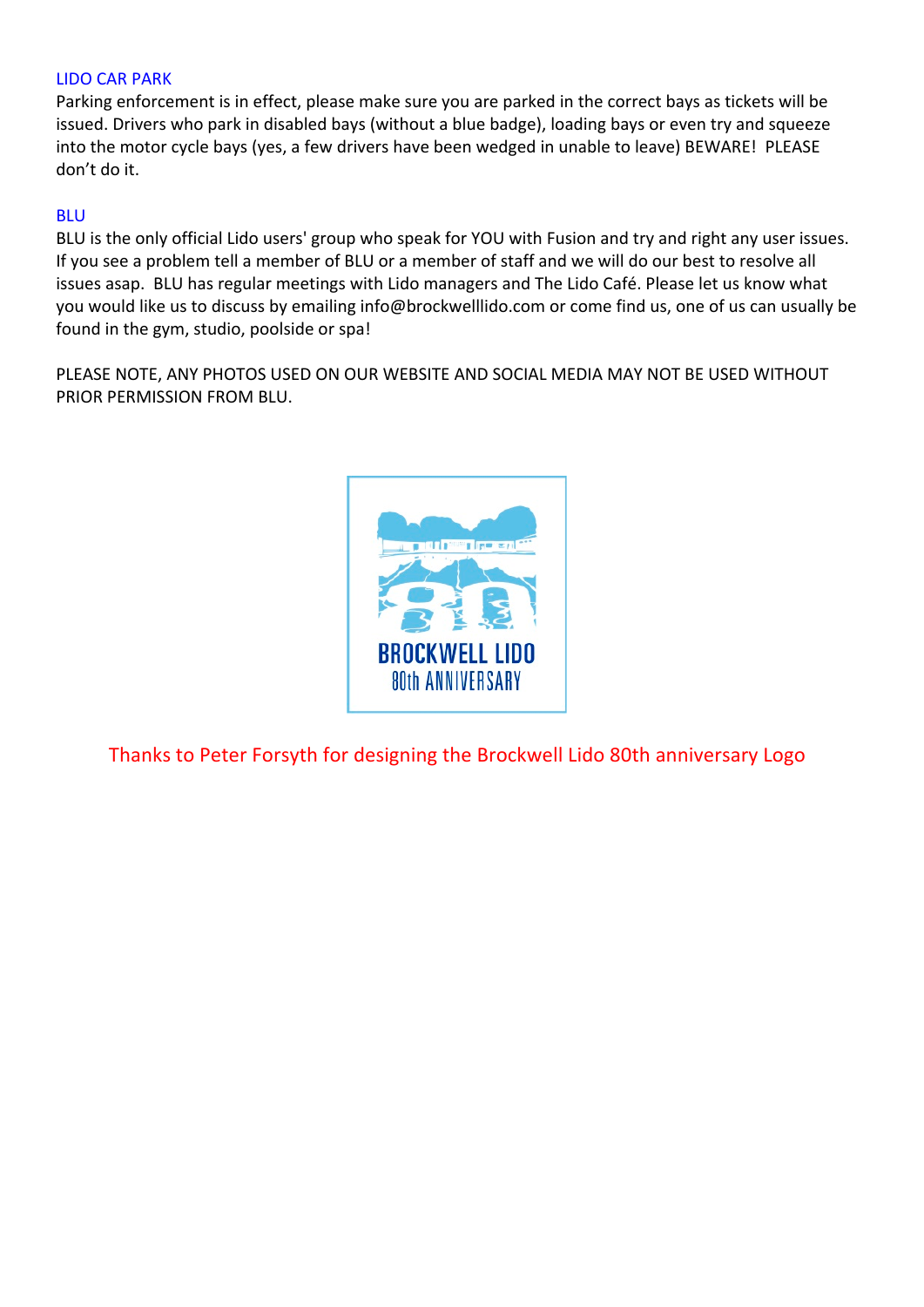## LIDO CAR PARK

Parking enforcement is in effect, please make sure you are parked in the correct bays as tickets will be issued. Drivers who park in disabled bays (without a blue badge), loading bays or even try and squeeze into the motor cycle bays (yes, a few drivers have been wedged in unable to leave) BEWARE! PLEASE don't do it.

## BLU

BLU is the only official Lido users' group who speak for YOU with Fusion and try and right any user issues. If you see a problem tell a member of BLU or a member of staff and we will do our best to resolve all issues asap. BLU has regular meetings with Lido managers and The Lido Café. Please let us know what you would like us to discuss by emailing info@brockwelllido.com or come find us, one of us can usually be found in the gym, studio, poolside or spa!

PLEASE NOTE, ANY PHOTOS USED ON OUR WEBSITE AND SOCIAL MEDIA MAY NOT BE USED WITHOUT PRIOR PERMISSION FROM BLU.

BROCKWELL LIDO
80th ANNIVERSARY

Thanks to Peter Forsyth for designing the Brockwell Lido 80th anniversary Logo